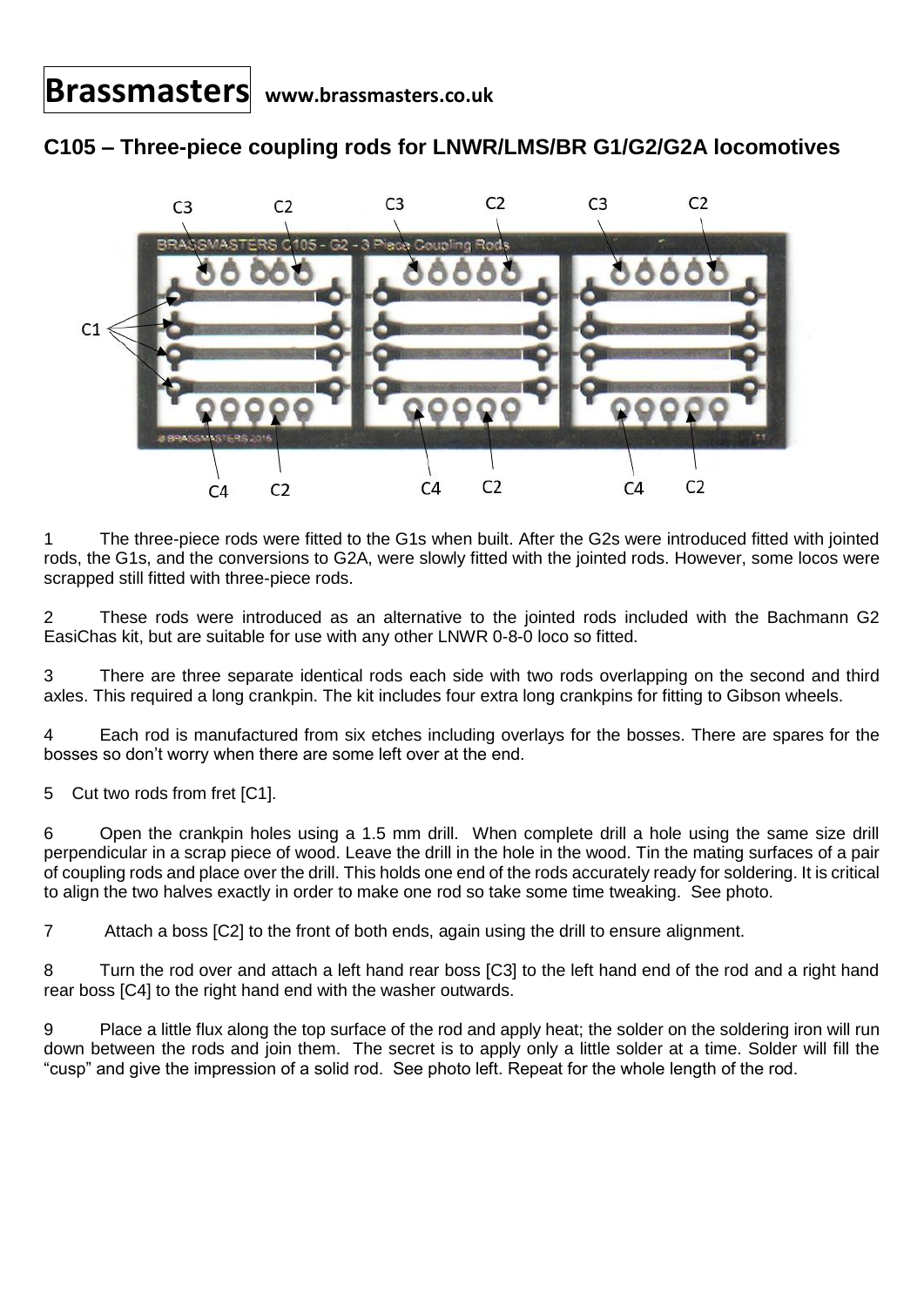# Brassmasters www.brassmasters.co.uk

## C105 – Three-piece coupling rods for LNWR/LMS/BR G1/G2/G2A locomotives

1 The three-piece rods were fitted to the G1s when built. After the G2s were introduced fitted with jointed rods, the G1s, and the conversions to G2A, were slowly fitted with the jointed rods. However, some locos were scrapped still fitted with three-piece rods.

2 These rods were introduced as an alternative to the jointed rods included with the Bachmann G2 EasiChas kit, but are suitable for use with any other LNWR 0-8-0 loco so fitted.

3 There are three separate identical rods each side with two rods overlapping on the second and third axles. This required a long crankpin. The kit includes four extra long crankpins for fitting to Gibson wheels.

4 Each rod is manufactured from six etches including overlays for the bosses. There are spares for the bosses so don't worry when there are some left over at the end.

5 Cut two rods from fret [C1].

6 Open the crankpin holes using a 1.5 mm drill. When complete drill a hole using the same size drill perpendicular in a scrap piece of wood. Leave the drill in the hole in the wood. Tin the mating surfaces of a pair of coupling rods and place over the drill. This holds one end of the rods accurately ready for soldering. It is critical to align the two halves exactly in order to make one rod so take some time tweaking. See photo.

7 Attach a boss [C2] to the front of both ends, again using the drill to ensure alignment.

8 Turn the rod over and attach a left hand rear boss [C3] to the left hand end of the rod and a right hand rear boss [C4] to the right hand end with the washer outwards.

9 Place a little flux along the top surface of the rod and apply heat; the solder on the soldering iron will run down between the rods and join them. The secret is to apply only a little solder at a time. Solder will fill the "cusp" and give the impression of a solid rod. See photo left. Repeat for the whole length of the rod.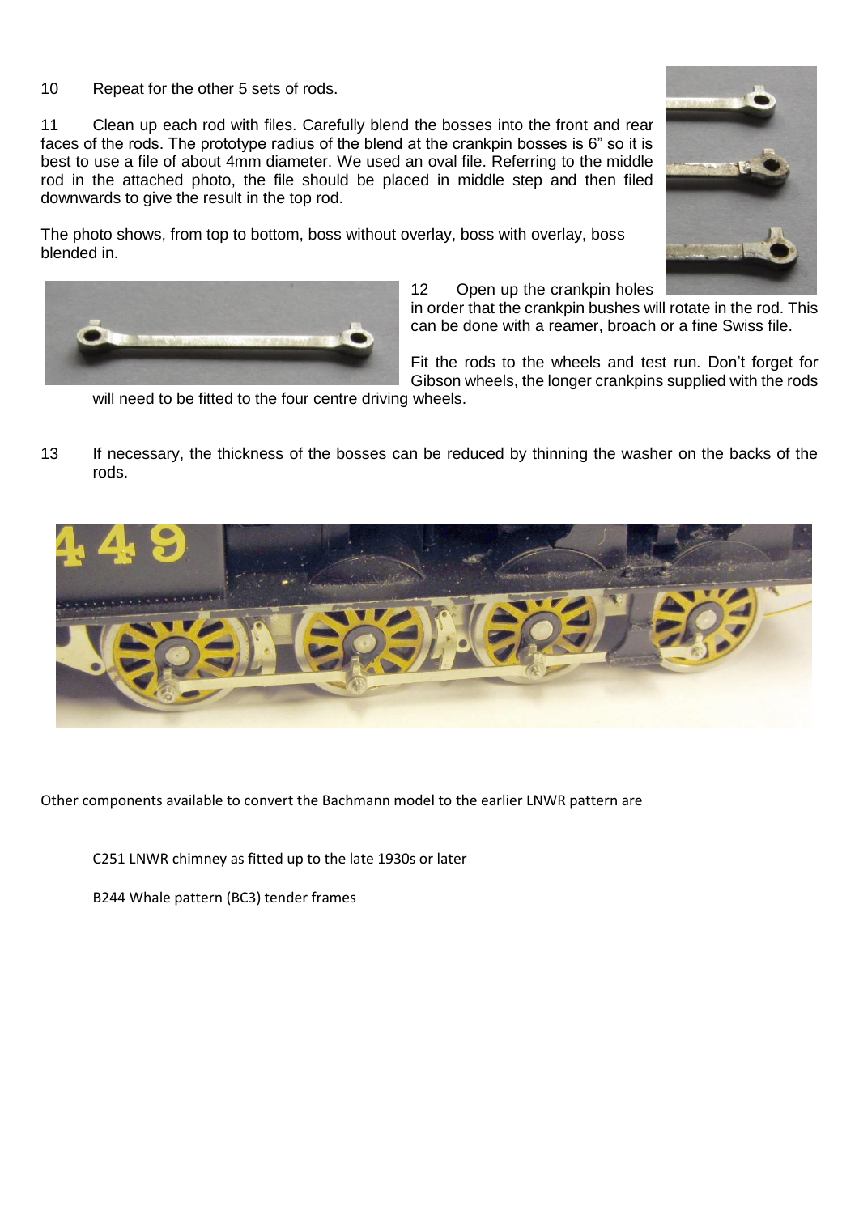10 Repeat for the other 5 sets of rods.

11 Clean up each rod with files. Carefully blend the bosses into the front and rear faces of the rods. The prototype radius of the blend at the crankpin bosses is 6" so it is best to use a file of about 4mm diameter. We used an oval file. Referring to the middle rod in the attached photo, the file should be placed in middle step and then filed downwards to give the result in the top rod.

The photo shows, from top to bottom, boss without overlay, boss with overlay, boss blended in.

12 Open up the crankpin holes in order that the crankpin bushes will rotate in the rod. This can be done with a reamer, broach or a fine Swiss file.

Fit the rods to the wheels and test run. Don't forget for Gibson wheels, the longer crankpins supplied with the rods will need to be fitted to the four centre driving wheels.

13 If necessary, the thickness of the bosses can be reduced by thinning the washer on the backs of the rods.

Other components available to convert the Bachmann model to the earlier LNWR pattern are

C251 LNWR chimney as fitted up to the late 1930s or later

B244 Whale pattern (BC3) tender frames